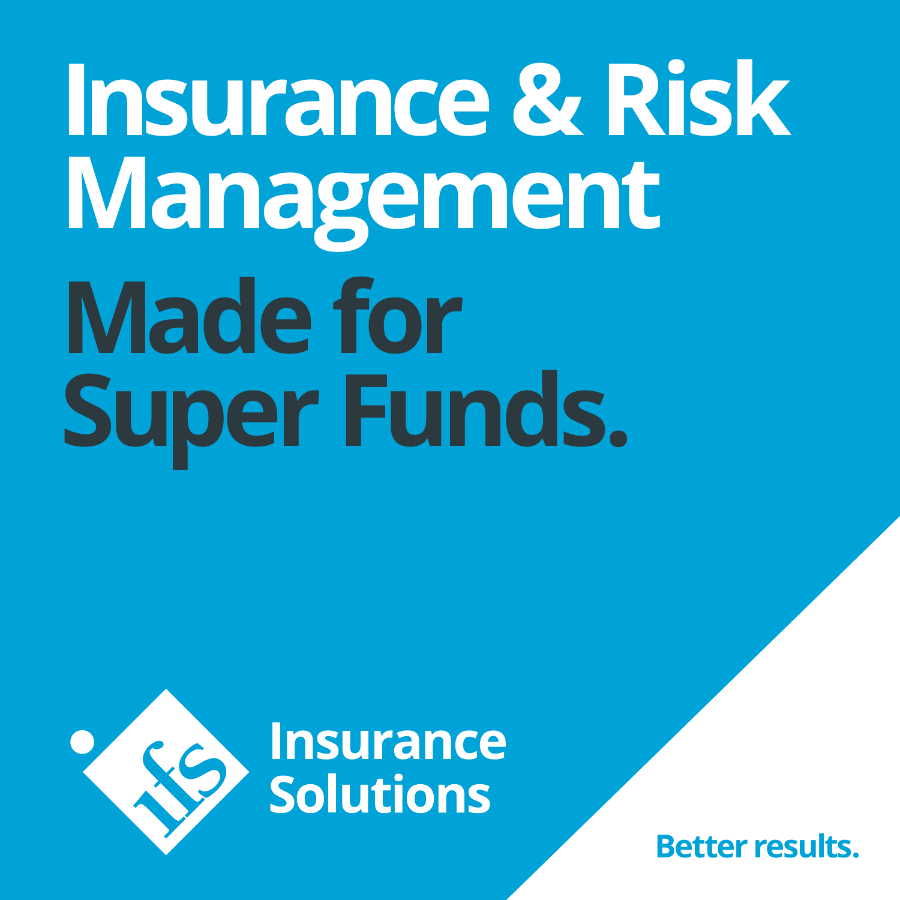# Insurance & Risk Management

# Made for Super Funds.

Insurance Solutions

Better results.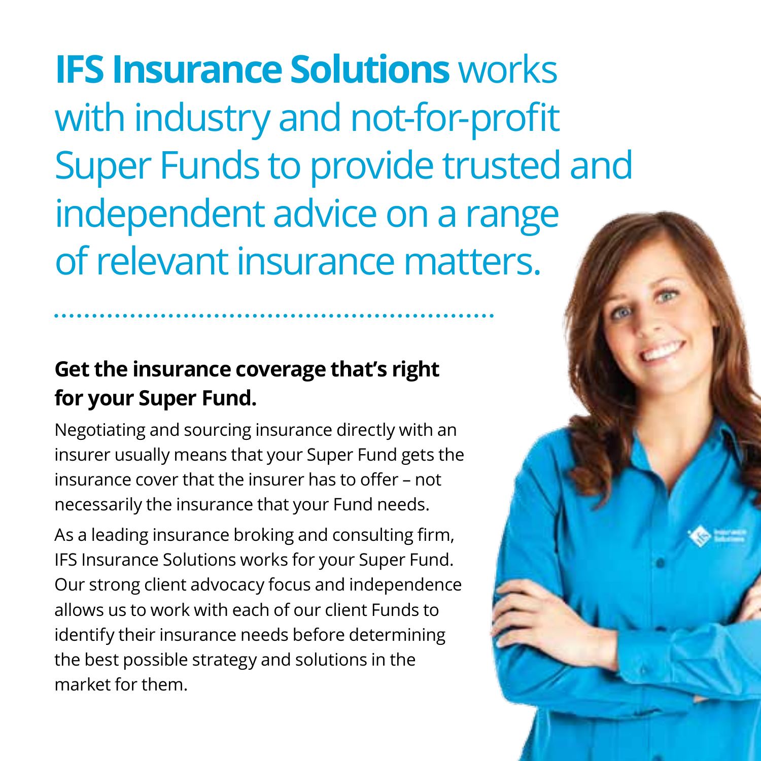# **IFS Insurance Solutions** works with industry and not-for-profit Super Funds to provide trusted and independent advice on a range of relevant insurance matters.

## Get the insurance coverage that's right for your Super Fund.

Negotiating and sourcing insurance directly with an insurer usually means that your Super Fund gets the insurance cover that the insurer has to offer – not necessarily the insurance that your Fund needs.

As a leading insurance broking and consulting firm, IFS Insurance Solutions works for your Super Fund. Our strong client advocacy focus and independence allows us to work with each of our client Funds to identify their insurance needs before determining the best possible strategy and solutions in the market for them.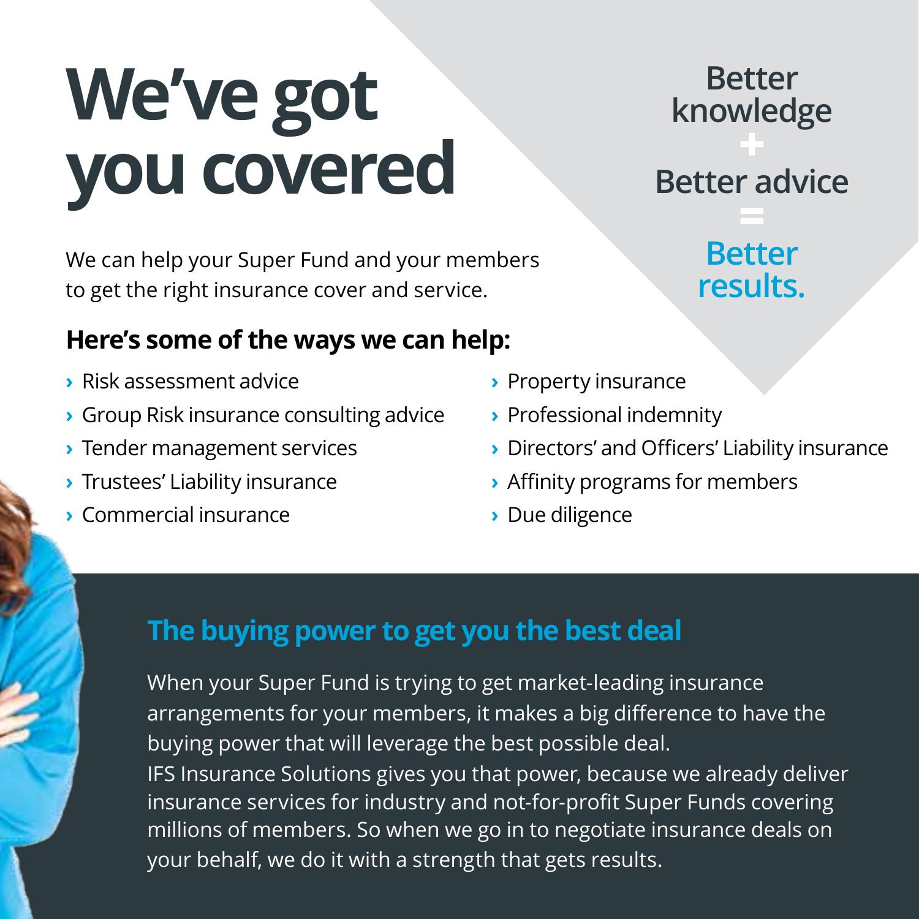# We've got you covered

Better knowledge
+
Better advice
=
**Better results.**

We can help your Super Fund and your members to get the right insurance cover and service.

### Here's some of the ways we can help:

- Risk assessment advice
- Group Risk insurance consulting advice
- Tender management services
- Trustees' Liability insurance
- Commercial insurance
- Property insurance
- Professional indemnity
- Directors' and Officers' Liability insurance
- Affinity programs for members
- Due diligence

## The buying power to get you the best deal

When your Super Fund is trying to get market-leading insurance arrangements for your members, it makes a big difference to have the buying power that will leverage the best possible deal.

IFS Insurance Solutions gives you that power, because we already deliver insurance services for industry and not-for-profit Super Funds covering millions of members. So when we go in to negotiate insurance deals on your behalf, we do it with a strength that gets results.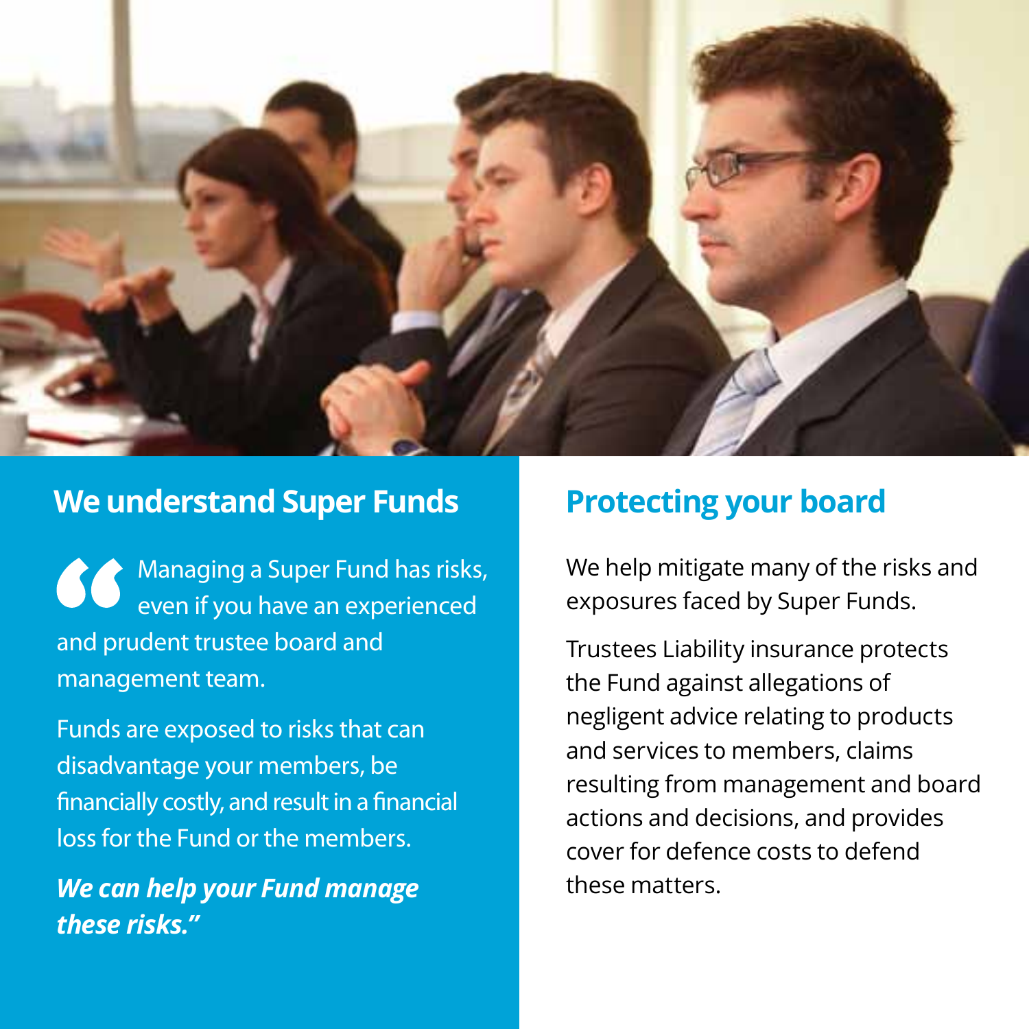## We understand Super Funds

"Managing a Super Fund has risks, even if you have an experienced and prudent trustee board and management team.

Funds are exposed to risks that can disadvantage your members, be financially costly, and result in a financial loss for the Fund or the members.

***We can help your Fund manage these risks."***

## Protecting your board

We help mitigate many of the risks and exposures faced by Super Funds.

Trustees Liability insurance protects the Fund against allegations of negligent advice relating to products and services to members, claims resulting from management and board actions and decisions, and provides cover for defence costs to defend these matters.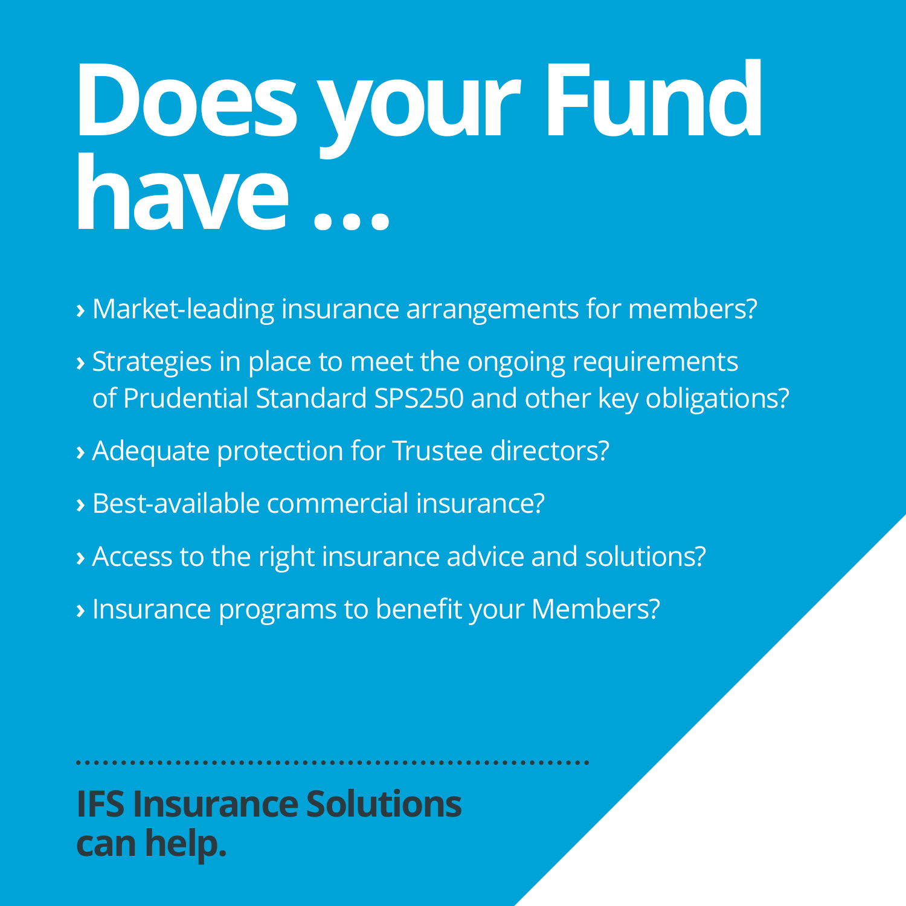# Does your Fund have …

- Market-leading insurance arrangements for members?
- Strategies in place to meet the ongoing requirements of Prudential Standard SPS250 and other key obligations?
- Adequate protection for Trustee directors?
- Best-available commercial insurance?
- Access to the right insurance advice and solutions?
- Insurance programs to benefit your Members?

**IFS Insurance Solutions can help.**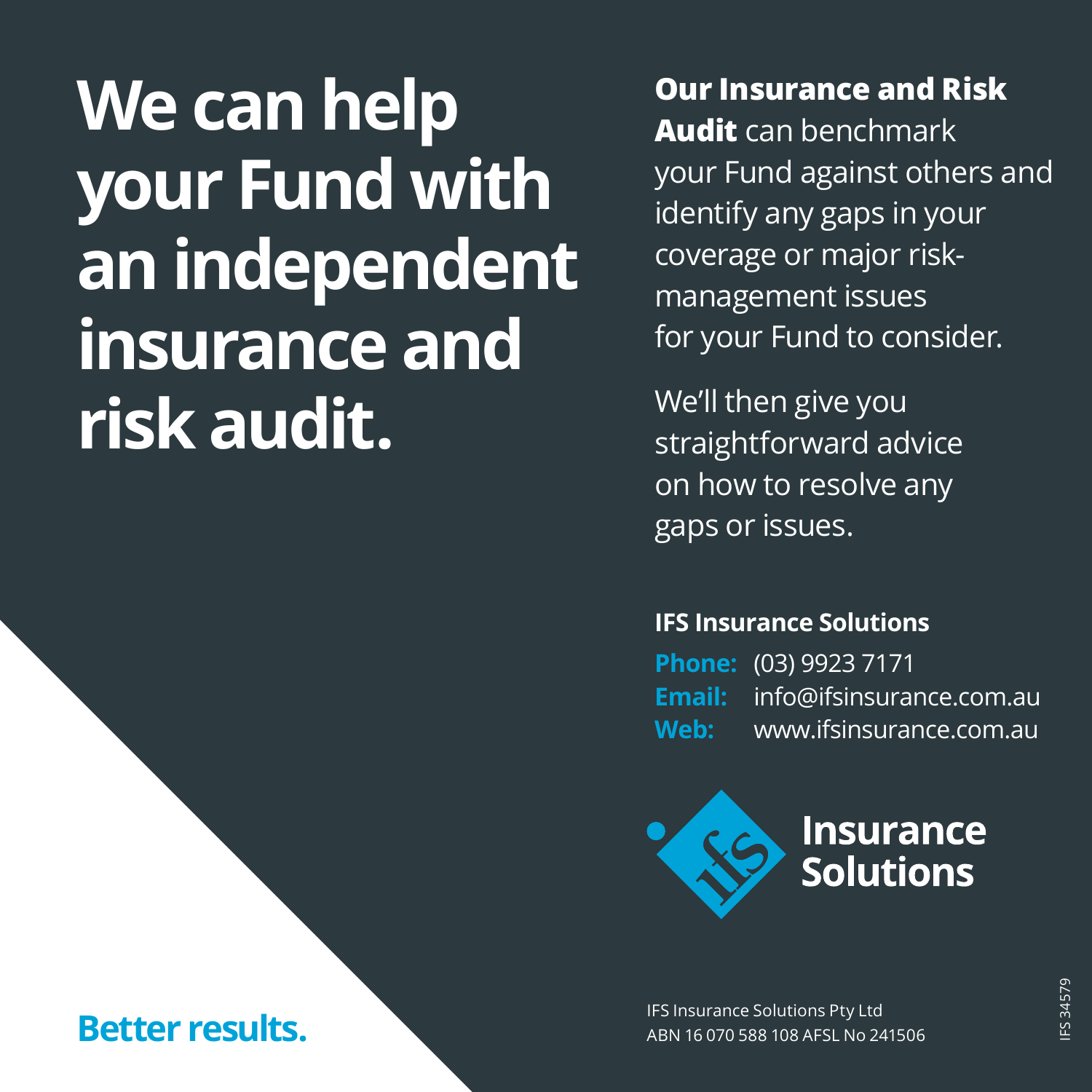# We can help your Fund with an independent insurance and risk audit.

**Our Insurance and Risk Audit** can benchmark your Fund against others and identify any gaps in your coverage or major risk-management issues for your Fund to consider.

We'll then give you straightforward advice on how to resolve any gaps or issues.

**IFS Insurance Solutions**

**Phone:** (03) 9923 7171
**Email:** info@ifsinsurance.com.au
**Web:** www.ifsinsurance.com.au

Insurance Solutions

**Better results.**

IFS Insurance Solutions Pty Ltd
ABN 16 070 588 108 AFSL No 241506

IFS 34579